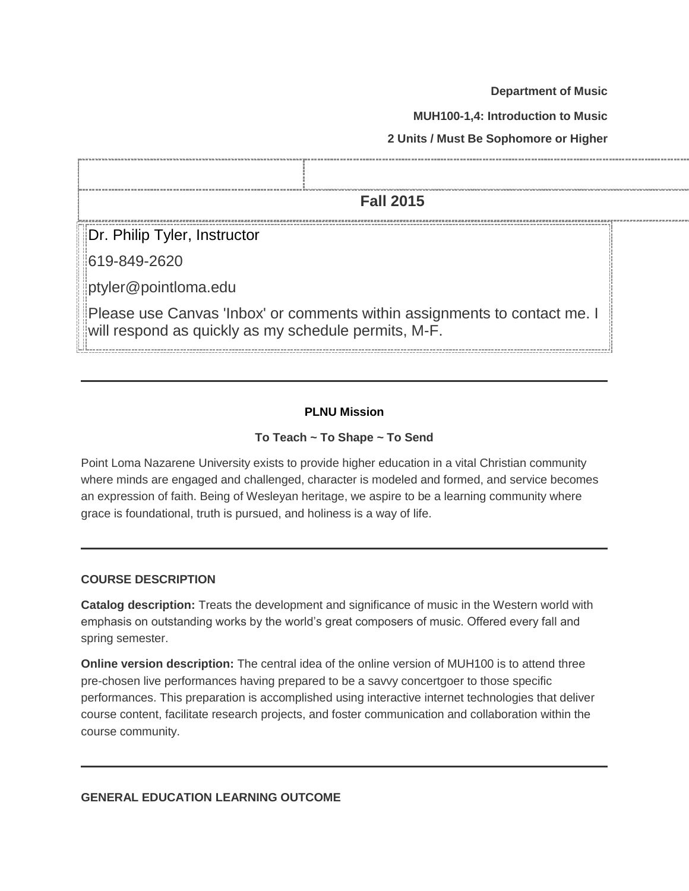**Department of Music**

**MUH100-1,4: Introduction to Music**

**2 Units / Must Be Sophomore or Higher**

**Fall 2015**

Dr. Philip Tyler, Instructor

619-849-2620

ptyler@pointloma.edu

Please use Canvas 'Inbox' or comments within assignments to contact me. I will respond as quickly as my schedule permits, M-F.

---

**PLNU Mission**

**To Teach ~ To Shape ~ To Send**

Point Loma Nazarene University exists to provide higher education in a vital Christian community where minds are engaged and challenged, character is modeled and formed, and service becomes an expression of faith. Being of Wesleyan heritage, we aspire to be a learning community where grace is foundational, truth is pursued, and holiness is a way of life.

---

**COURSE DESCRIPTION**

**Catalog description:** Treats the development and significance of music in the Western world with emphasis on outstanding works by the world's great composers of music. Offered every fall and spring semester.

**Online version description:** The central idea of the online version of MUH100 is to attend three pre-chosen live performances having prepared to be a savvy concertgoer to those specific performances. This preparation is accomplished using interactive internet technologies that deliver course content, facilitate research projects, and foster communication and collaboration within the course community.

---

**GENERAL EDUCATION LEARNING OUTCOME**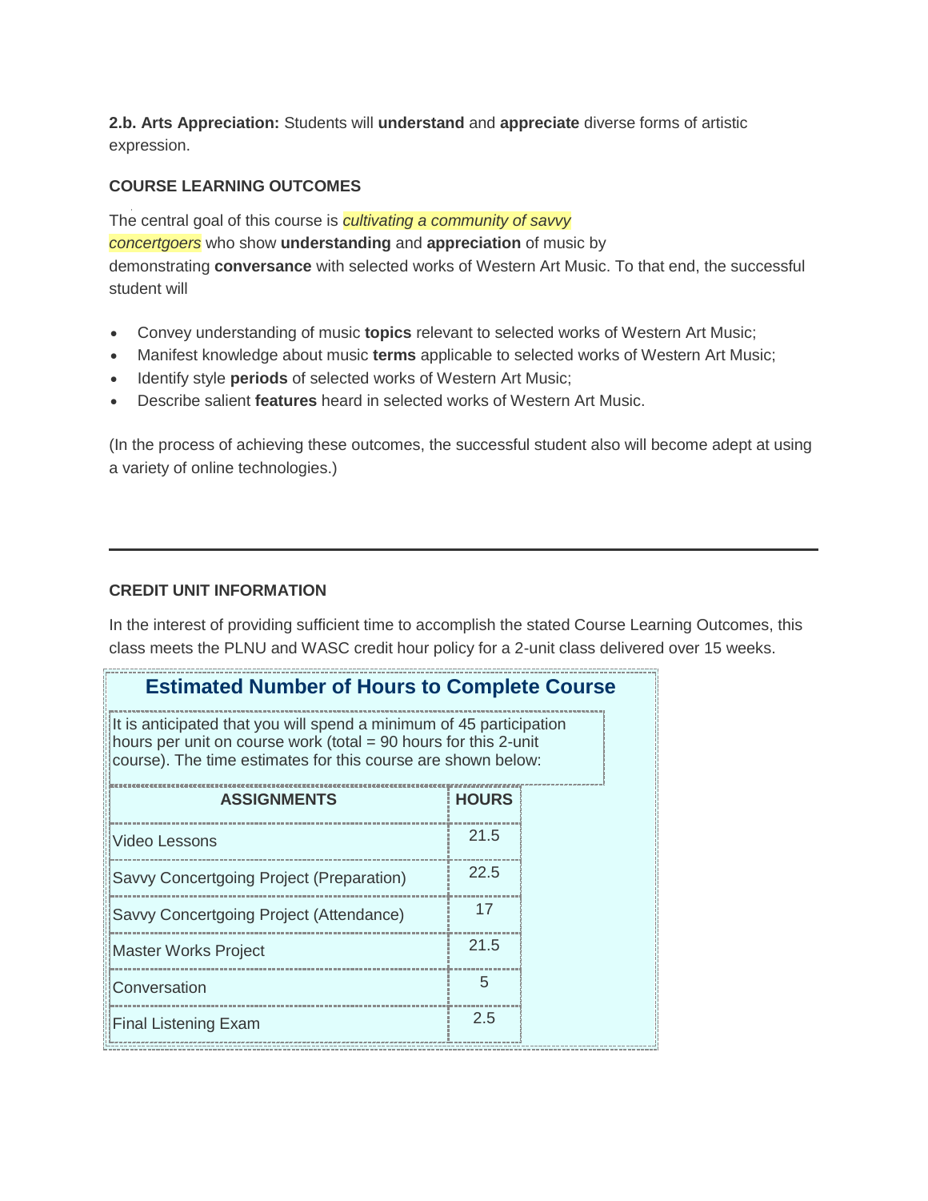**2.b. Arts Appreciation:** Students will **understand** and **appreciate** diverse forms of artistic expression.

### COURSE LEARNING OUTCOMES

The central goal of this course is *cultivating a community of savvy concertgoers* who show **understanding** and **appreciation** of music by demonstrating **conversance** with selected works of Western Art Music. To that end, the successful student will

- Convey understanding of music **topics** relevant to selected works of Western Art Music;
- Manifest knowledge about music **terms** applicable to selected works of Western Art Music;
- Identify style **periods** of selected works of Western Art Music;
- Describe salient **features** heard in selected works of Western Art Music.

(In the process of achieving these outcomes, the successful student also will become adept at using a variety of online technologies.)

---

### CREDIT UNIT INFORMATION

In the interest of providing sufficient time to accomplish the stated Course Learning Outcomes, this class meets the PLNU and WASC credit hour policy for a 2-unit class delivered over 15 weeks.

**Estimated Number of Hours to Complete Course**

It is anticipated that you will spend a minimum of 45 participation hours per unit on course work (total = 90 hours for this 2-unit course). The time estimates for this course are shown below:

| ASSIGNMENTS | HOURS |
|---|---|
| Video Lessons | 21.5 |
| Savvy Concertgoing Project (Preparation) | 22.5 |
| Savvy Concertgoing Project (Attendance) | 17 |
| Master Works Project | 21.5 |
| Conversation | 5 |
| Final Listening Exam | 2.5 |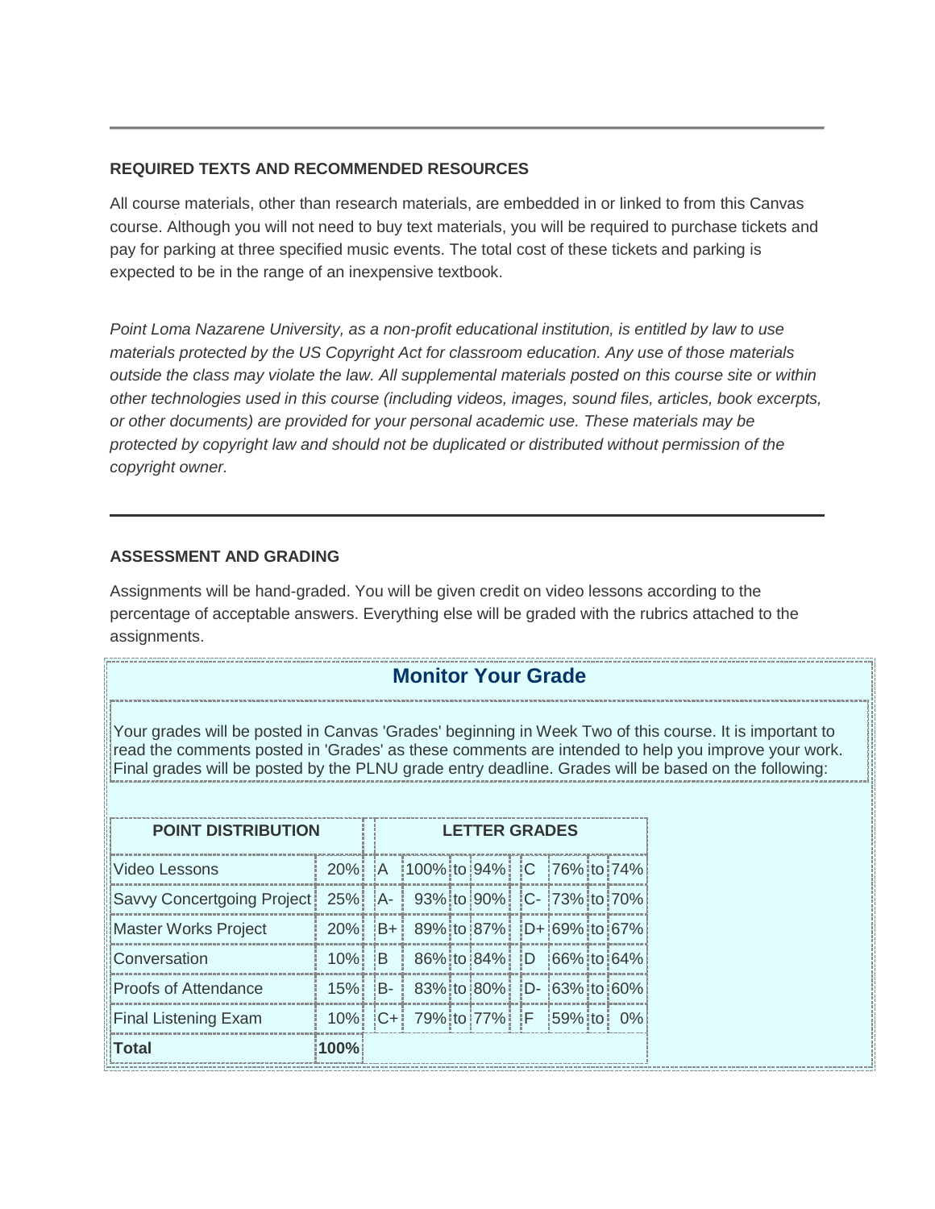---

**REQUIRED TEXTS AND RECOMMENDED RESOURCES**

All course materials, other than research materials, are embedded in or linked to from this Canvas course. Although you will not need to buy text materials, you will be required to purchase tickets and pay for parking at three specified music events. The total cost of these tickets and parking is expected to be in the range of an inexpensive textbook.

*Point Loma Nazarene University, as a non-profit educational institution, is entitled by law to use materials protected by the US Copyright Act for classroom education. Any use of those materials outside the class may violate the law. All supplemental materials posted on this course site or within other technologies used in this course (including videos, images, sound files, articles, book excerpts, or other documents) are provided for your personal academic use. These materials may be protected by copyright law and should not be duplicated or distributed without permission of the copyright owner.*

---

**ASSESSMENT AND GRADING**

Assignments will be hand-graded. You will be given credit on video lessons according to the percentage of acceptable answers. Everything else will be graded with the rubrics attached to the assignments.

## Monitor Your Grade

Your grades will be posted in Canvas 'Grades' beginning in Week Two of this course. It is important to read the comments posted in 'Grades' as these comments are intended to help you improve your work. Final grades will be posted by the PLNU grade entry deadline. Grades will be based on the following:

| POINT DISTRIBUTION | | LETTER GRADES | | | | | | | |
|---|---|---|---|---|---|---|---|---|---|
| Video Lessons | 20% | A | 100% | to | 94% | C | 76% | to | 74% |
| Savvy Concertgoing Project | 25% | A- | 93% | to | 90% | C- | 73% | to | 70% |
| Master Works Project | 20% | B+ | 89% | to | 87% | D+ | 69% | to | 67% |
| Conversation | 10% | B | 86% | to | 84% | D | 66% | to | 64% |
| Proofs of Attendance | 15% | B- | 83% | to | 80% | D- | 63% | to | 60% |
| Final Listening Exam | 10% | C+ | 79% | to | 77% | F | 59% | to | 0% |
| **Total** | **100%** | | | | | | | | |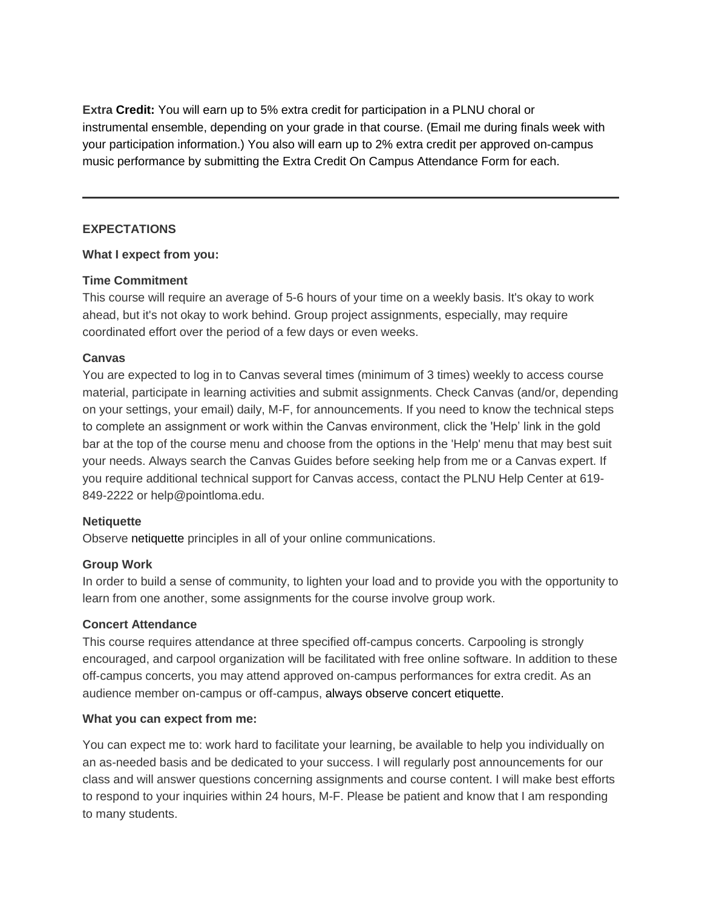**Extra Credit:** You will earn up to 5% extra credit for participation in a PLNU choral or instrumental ensemble, depending on your grade in that course. (Email me during finals week with your participation information.) You also will earn up to 2% extra credit per approved on-campus music performance by submitting the Extra Credit On Campus Attendance Form for each.

---

**EXPECTATIONS**

**What I expect from you:**

**Time Commitment**
This course will require an average of 5-6 hours of your time on a weekly basis. It's okay to work ahead, but it's not okay to work behind. Group project assignments, especially, may require coordinated effort over the period of a few days or even weeks.

**Canvas**
You are expected to log in to Canvas several times (minimum of 3 times) weekly to access course material, participate in learning activities and submit assignments. Check Canvas (and/or, depending on your settings, your email) daily, M-F, for announcements. If you need to know the technical steps to complete an assignment or work within the Canvas environment, click the 'Help' link in the gold bar at the top of the course menu and choose from the options in the 'Help' menu that may best suit your needs. Always search the Canvas Guides before seeking help from me or a Canvas expert. If you require additional technical support for Canvas access, contact the PLNU Help Center at 619-849-2222 or help@pointloma.edu.

**Netiquette**
Observe netiquette principles in all of your online communications.

**Group Work**
In order to build a sense of community, to lighten your load and to provide you with the opportunity to learn from one another, some assignments for the course involve group work.

**Concert Attendance**
This course requires attendance at three specified off-campus concerts. Carpooling is strongly encouraged, and carpool organization will be facilitated with free online software. In addition to these off-campus concerts, you may attend approved on-campus performances for extra credit. As an audience member on-campus or off-campus, always observe concert etiquette.

**What you can expect from me:**

You can expect me to: work hard to facilitate your learning, be available to help you individually on an as-needed basis and be dedicated to your success. I will regularly post announcements for our class and will answer questions concerning assignments and course content. I will make best efforts to respond to your inquiries within 24 hours, M-F. Please be patient and know that I am responding to many students.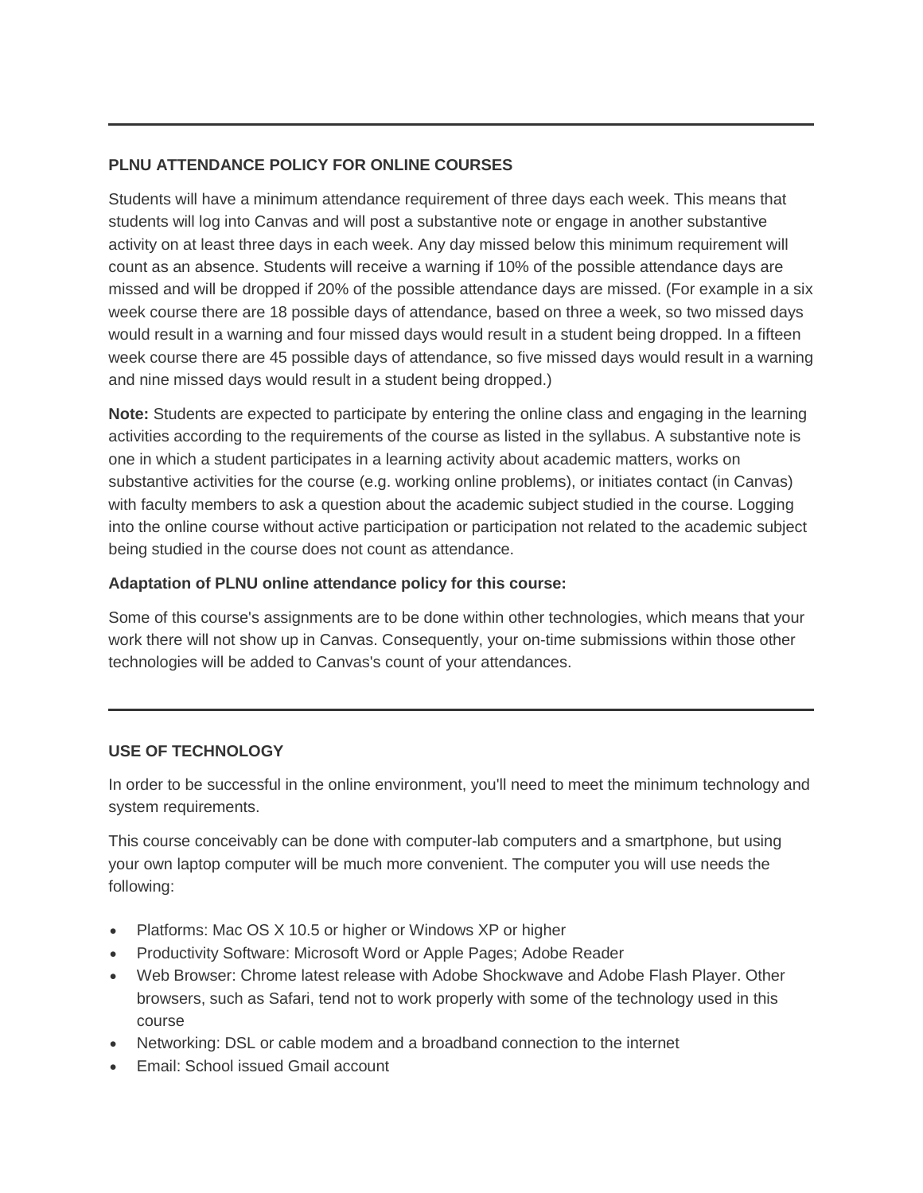---

**PLNU ATTENDANCE POLICY FOR ONLINE COURSES**

Students will have a minimum attendance requirement of three days each week. This means that students will log into Canvas and will post a substantive note or engage in another substantive activity on at least three days in each week. Any day missed below this minimum requirement will count as an absence. Students will receive a warning if 10% of the possible attendance days are missed and will be dropped if 20% of the possible attendance days are missed. (For example in a six week course there are 18 possible days of attendance, based on three a week, so two missed days would result in a warning and four missed days would result in a student being dropped. In a fifteen week course there are 45 possible days of attendance, so five missed days would result in a warning and nine missed days would result in a student being dropped.)

**Note:** Students are expected to participate by entering the online class and engaging in the learning activities according to the requirements of the course as listed in the syllabus. A substantive note is one in which a student participates in a learning activity about academic matters, works on substantive activities for the course (e.g. working online problems), or initiates contact (in Canvas) with faculty members to ask a question about the academic subject studied in the course. Logging into the online course without active participation or participation not related to the academic subject being studied in the course does not count as attendance.

**Adaptation of PLNU online attendance policy for this course:**

Some of this course's assignments are to be done within other technologies, which means that your work there will not show up in Canvas. Consequently, your on-time submissions within those other technologies will be added to Canvas's count of your attendances.

---

**USE OF TECHNOLOGY**

In order to be successful in the online environment, you'll need to meet the minimum technology and system requirements.

This course conceivably can be done with computer-lab computers and a smartphone, but using your own laptop computer will be much more convenient. The computer you will use needs the following:

- Platforms: Mac OS X 10.5 or higher or Windows XP or higher
- Productivity Software: Microsoft Word or Apple Pages; Adobe Reader
- Web Browser: Chrome latest release with Adobe Shockwave and Adobe Flash Player. Other browsers, such as Safari, tend not to work properly with some of the technology used in this course
- Networking: DSL or cable modem and a broadband connection to the internet
- Email: School issued Gmail account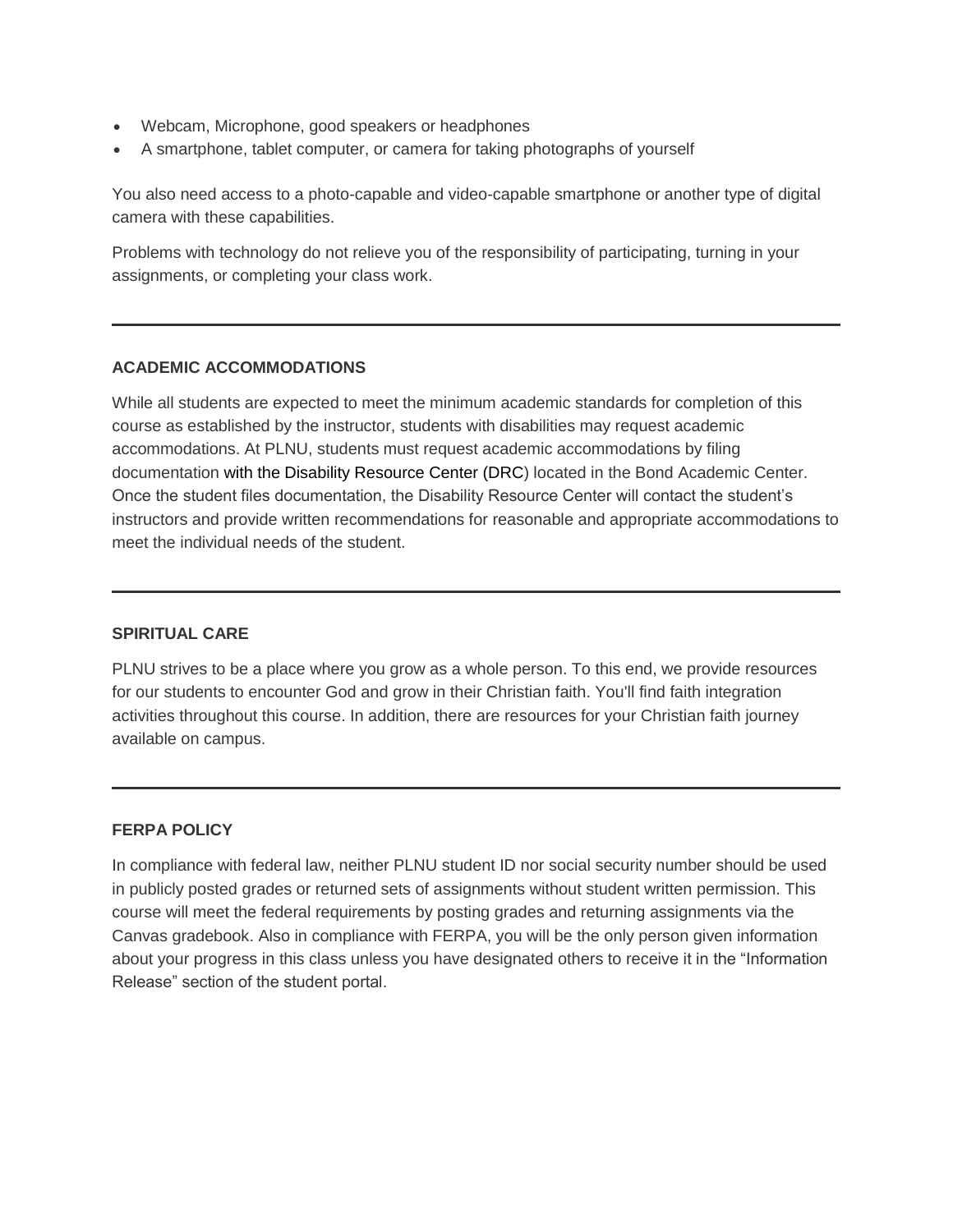- Webcam, Microphone, good speakers or headphones
- A smartphone, tablet computer, or camera for taking photographs of yourself

You also need access to a photo-capable and video-capable smartphone or another type of digital camera with these capabilities.

Problems with technology do not relieve you of the responsibility of participating, turning in your assignments, or completing your class work.

---

**ACADEMIC ACCOMMODATIONS**

While all students are expected to meet the minimum academic standards for completion of this course as established by the instructor, students with disabilities may request academic accommodations. At PLNU, students must request academic accommodations by filing documentation with the Disability Resource Center (DRC) located in the Bond Academic Center. Once the student files documentation, the Disability Resource Center will contact the student's instructors and provide written recommendations for reasonable and appropriate accommodations to meet the individual needs of the student.

---

**SPIRITUAL CARE**

PLNU strives to be a place where you grow as a whole person. To this end, we provide resources for our students to encounter God and grow in their Christian faith. You'll find faith integration activities throughout this course. In addition, there are resources for your Christian faith journey available on campus.

---

**FERPA POLICY**

In compliance with federal law, neither PLNU student ID nor social security number should be used in publicly posted grades or returned sets of assignments without student written permission. This course will meet the federal requirements by posting grades and returning assignments via the Canvas gradebook. Also in compliance with FERPA, you will be the only person given information about your progress in this class unless you have designated others to receive it in the "Information Release" section of the student portal.